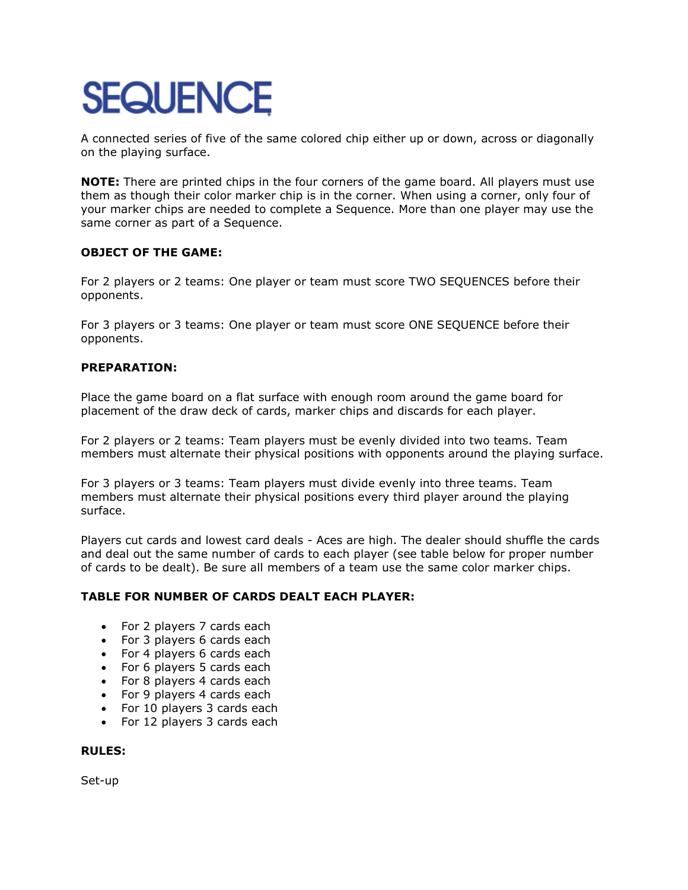# SEQUENCE

A connected series of five of the same colored chip either up or down, across or diagonally on the playing surface.

**NOTE:** There are printed chips in the four corners of the game board. All players must use them as though their color marker chip is in the corner. When using a corner, only four of your marker chips are needed to complete a Sequence. More than one player may use the same corner as part of a Sequence.

**OBJECT OF THE GAME:**

For 2 players or 2 teams: One player or team must score TWO SEQUENCES before their opponents.

For 3 players or 3 teams: One player or team must score ONE SEQUENCE before their opponents.

**PREPARATION:**

Place the game board on a flat surface with enough room around the game board for placement of the draw deck of cards, marker chips and discards for each player.

For 2 players or 2 teams: Team players must be evenly divided into two teams. Team members must alternate their physical positions with opponents around the playing surface.

For 3 players or 3 teams: Team players must divide evenly into three teams. Team members must alternate their physical positions every third player around the playing surface.

Players cut cards and lowest card deals - Aces are high. The dealer should shuffle the cards and deal out the same number of cards to each player (see table below for proper number of cards to be dealt). Be sure all members of a team use the same color marker chips.

**TABLE FOR NUMBER OF CARDS DEALT EACH PLAYER:**

- For 2 players 7 cards each
- For 3 players 6 cards each
- For 4 players 6 cards each
- For 6 players 5 cards each
- For 8 players 4 cards each
- For 9 players 4 cards each
- For 10 players 3 cards each
- For 12 players 3 cards each

**RULES:**

Set-up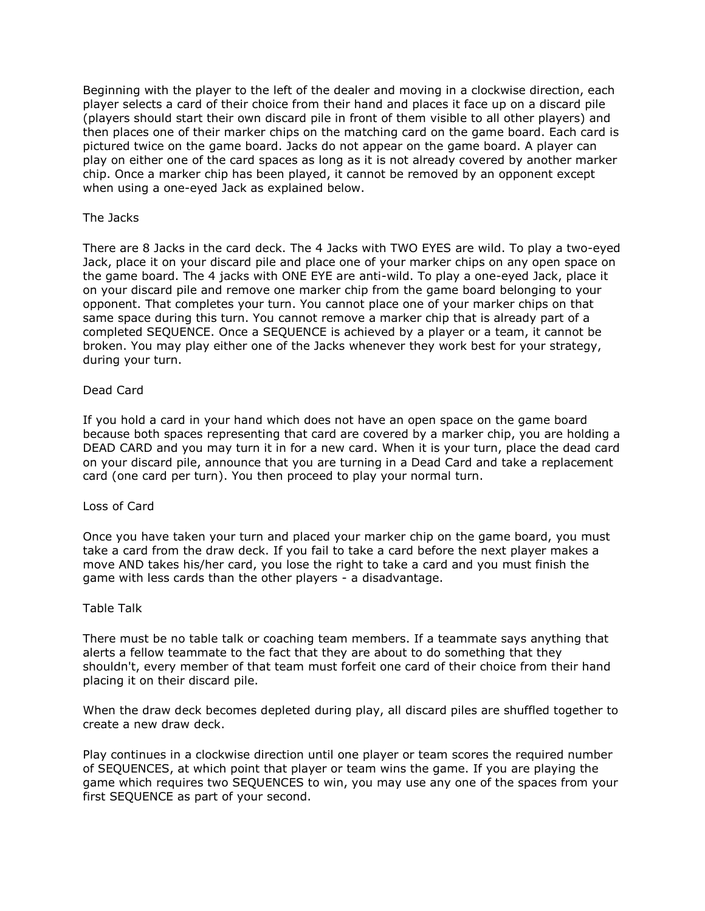Beginning with the player to the left of the dealer and moving in a clockwise direction, each player selects a card of their choice from their hand and places it face up on a discard pile (players should start their own discard pile in front of them visible to all other players) and then places one of their marker chips on the matching card on the game board. Each card is pictured twice on the game board. Jacks do not appear on the game board. A player can play on either one of the card spaces as long as it is not already covered by another marker chip. Once a marker chip has been played, it cannot be removed by an opponent except when using a one-eyed Jack as explained below.

## The Jacks

There are 8 Jacks in the card deck. The 4 Jacks with TWO EYES are wild. To play a two-eyed Jack, place it on your discard pile and place one of your marker chips on any open space on the game board. The 4 jacks with ONE EYE are anti-wild. To play a one-eyed Jack, place it on your discard pile and remove one marker chip from the game board belonging to your opponent. That completes your turn. You cannot place one of your marker chips on that same space during this turn. You cannot remove a marker chip that is already part of a completed SEQUENCE. Once a SEQUENCE is achieved by a player or a team, it cannot be broken. You may play either one of the Jacks whenever they work best for your strategy, during your turn.

## Dead Card

If you hold a card in your hand which does not have an open space on the game board because both spaces representing that card are covered by a marker chip, you are holding a DEAD CARD and you may turn it in for a new card. When it is your turn, place the dead card on your discard pile, announce that you are turning in a Dead Card and take a replacement card (one card per turn). You then proceed to play your normal turn.

## Loss of Card

Once you have taken your turn and placed your marker chip on the game board, you must take a card from the draw deck. If you fail to take a card before the next player makes a move AND takes his/her card, you lose the right to take a card and you must finish the game with less cards than the other players - a disadvantage.

## Table Talk

There must be no table talk or coaching team members. If a teammate says anything that alerts a fellow teammate to the fact that they are about to do something that they shouldn't, every member of that team must forfeit one card of their choice from their hand placing it on their discard pile.

When the draw deck becomes depleted during play, all discard piles are shuffled together to create a new draw deck.

Play continues in a clockwise direction until one player or team scores the required number of SEQUENCES, at which point that player or team wins the game. If you are playing the game which requires two SEQUENCES to win, you may use any one of the spaces from your first SEQUENCE as part of your second.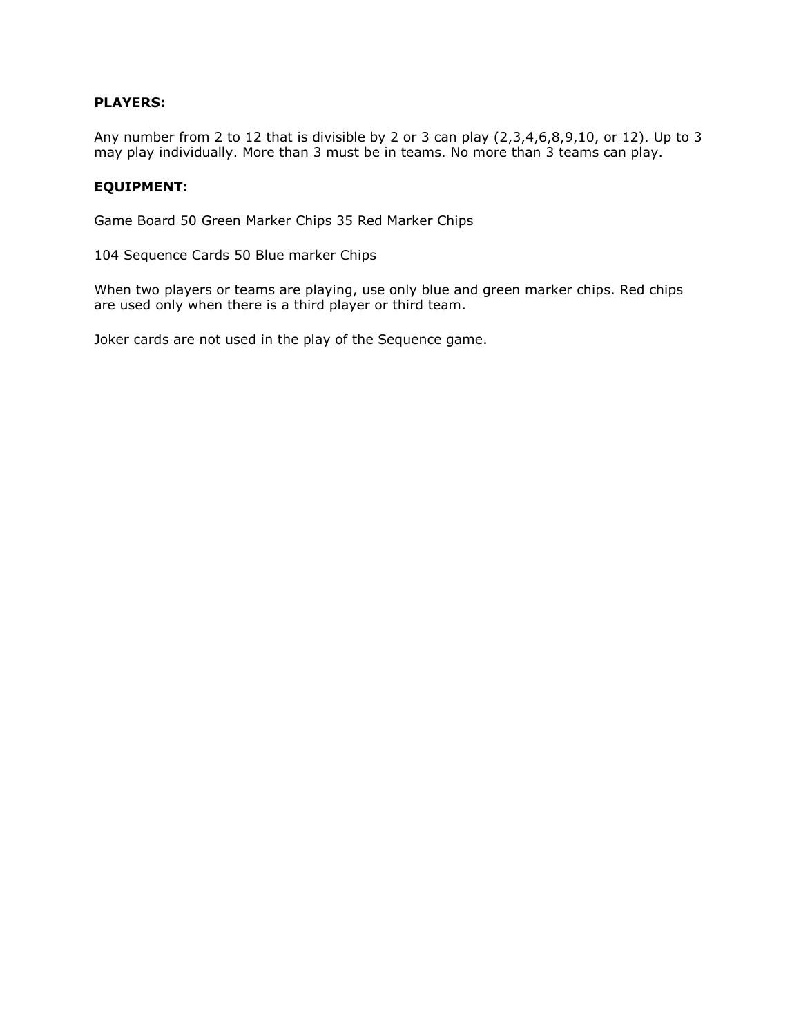**PLAYERS:**

Any number from 2 to 12 that is divisible by 2 or 3 can play (2,3,4,6,8,9,10, or 12). Up to 3 may play individually. More than 3 must be in teams. No more than 3 teams can play.

**EQUIPMENT:**

Game Board 50 Green Marker Chips 35 Red Marker Chips

104 Sequence Cards 50 Blue marker Chips

When two players or teams are playing, use only blue and green marker chips. Red chips are used only when there is a third player or third team.

Joker cards are not used in the play of the Sequence game.